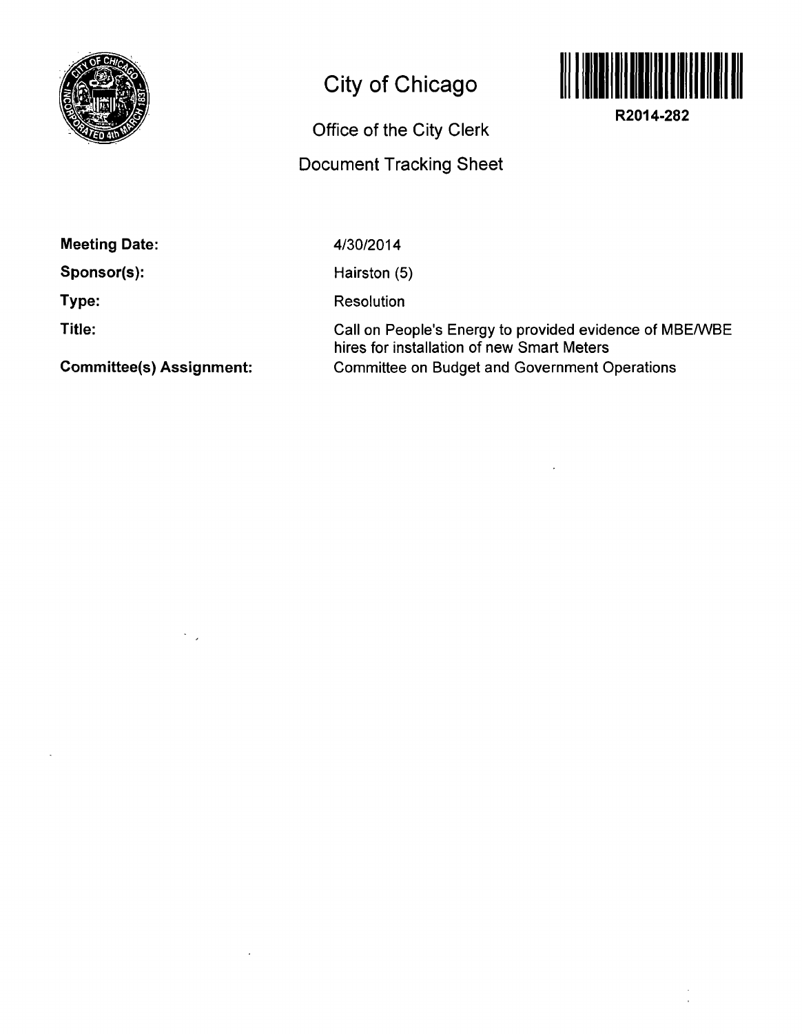# City of Chicago

## Office of the City Clerk

## Document Tracking Sheet

**R2014-282**

| | |
|---|---|
| **Meeting Date:** | 4/30/2014 |
| **Sponsor(s):** | Hairston (5) |
| **Type:** | Resolution |
| **Title:** | Call on People's Energy to provided evidence of MBE/WBE hires for installation of new Smart Meters |
| **Committee(s) Assignment:** | Committee on Budget and Government Operations |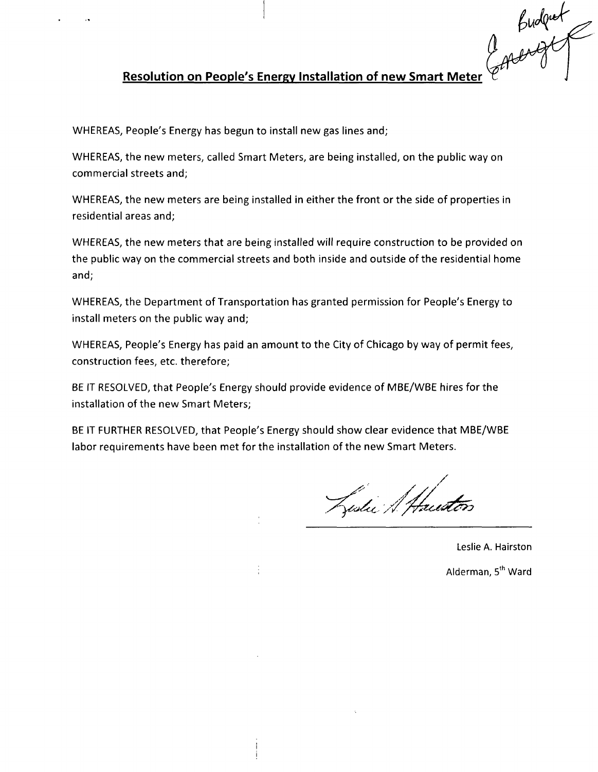*Budget*
*Energy*

## Resolution on People's Energy Installation of new Smart Meter

WHEREAS, People's Energy has begun to install new gas lines and;

WHEREAS, the new meters, called Smart Meters, are being installed, on the public way on commercial streets and;

WHEREAS, the new meters are being installed in either the front or the side of properties in residential areas and;

WHEREAS, the new meters that are being installed will require construction to be provided on the public way on the commercial streets and both inside and outside of the residential home and;

WHEREAS, the Department of Transportation has granted permission for People's Energy to install meters on the public way and;

WHEREAS, People's Energy has paid an amount to the City of Chicago by way of permit fees, construction fees, etc. therefore;

BE IT RESOLVED, that People's Energy should provide evidence of MBE/WBE hires for the installation of the new Smart Meters;

BE IT FURTHER RESOLVED, that People's Energy should show clear evidence that MBE/WBE labor requirements have been met for the installation of the new Smart Meters.

*Leslie A. Hairston*

Leslie A. Hairston

Alderman, 5th Ward